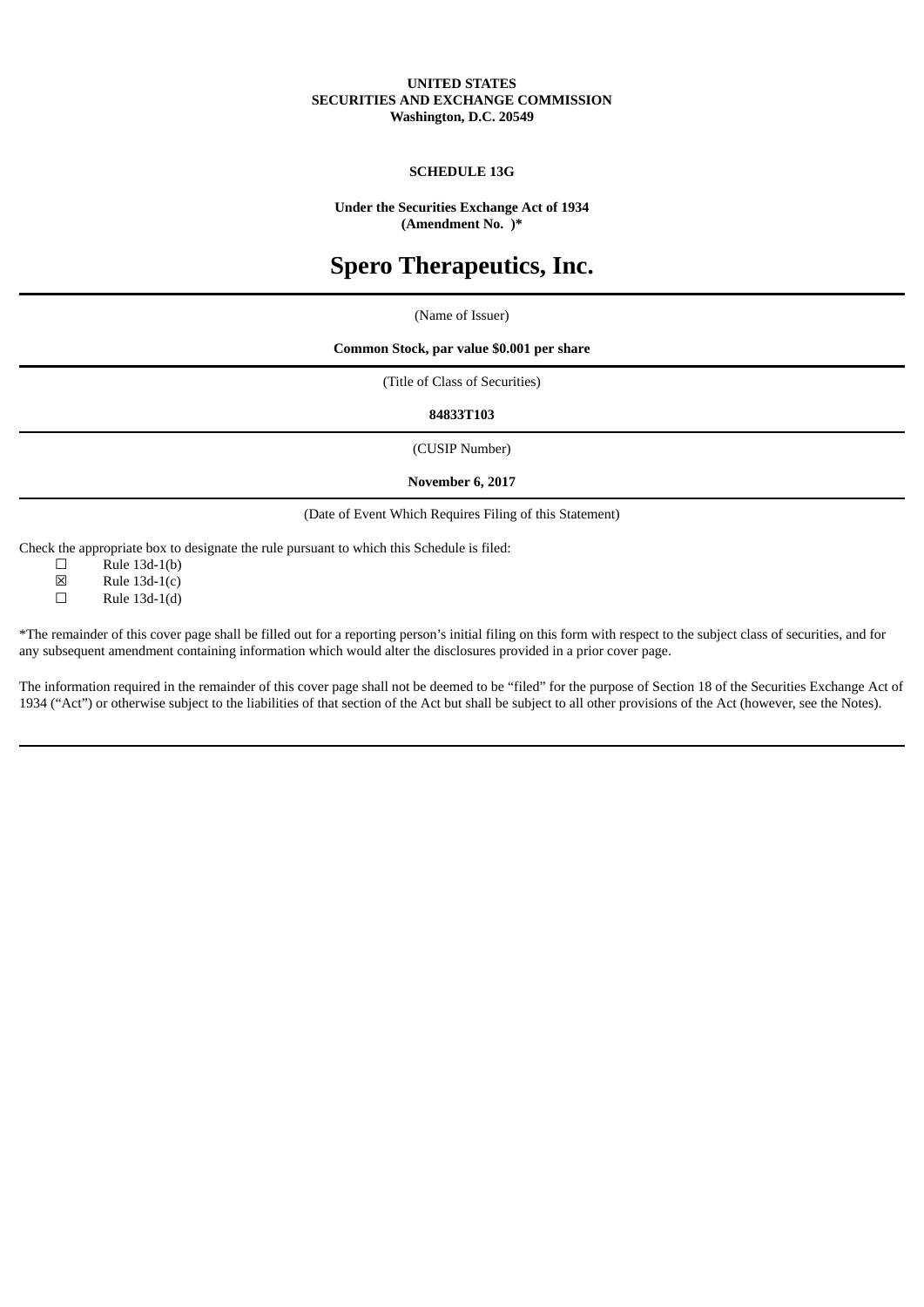**UNITED STATES**
**SECURITIES AND EXCHANGE COMMISSION**
**Washington, D.C. 20549**

**SCHEDULE 13G**

**Under the Securities Exchange Act of 1934**
**(Amendment No. )***

# Spero Therapeutics, Inc.

(Name of Issuer)

**Common Stock, par value $0.001 per share**

(Title of Class of Securities)

**84833T103**

(CUSIP Number)

**November 6, 2017**

(Date of Event Which Requires Filing of this Statement)

Check the appropriate box to designate the rule pursuant to which this Schedule is filed:

☐ Rule 13d-1(b)
☒ Rule 13d-1(c)
☐ Rule 13d-1(d)

*The remainder of this cover page shall be filled out for a reporting person's initial filing on this form with respect to the subject class of securities, and for any subsequent amendment containing information which would alter the disclosures provided in a prior cover page.

The information required in the remainder of this cover page shall not be deemed to be "filed" for the purpose of Section 18 of the Securities Exchange Act of 1934 ("Act") or otherwise subject to the liabilities of that section of the Act but shall be subject to all other provisions of the Act (however, see the Notes).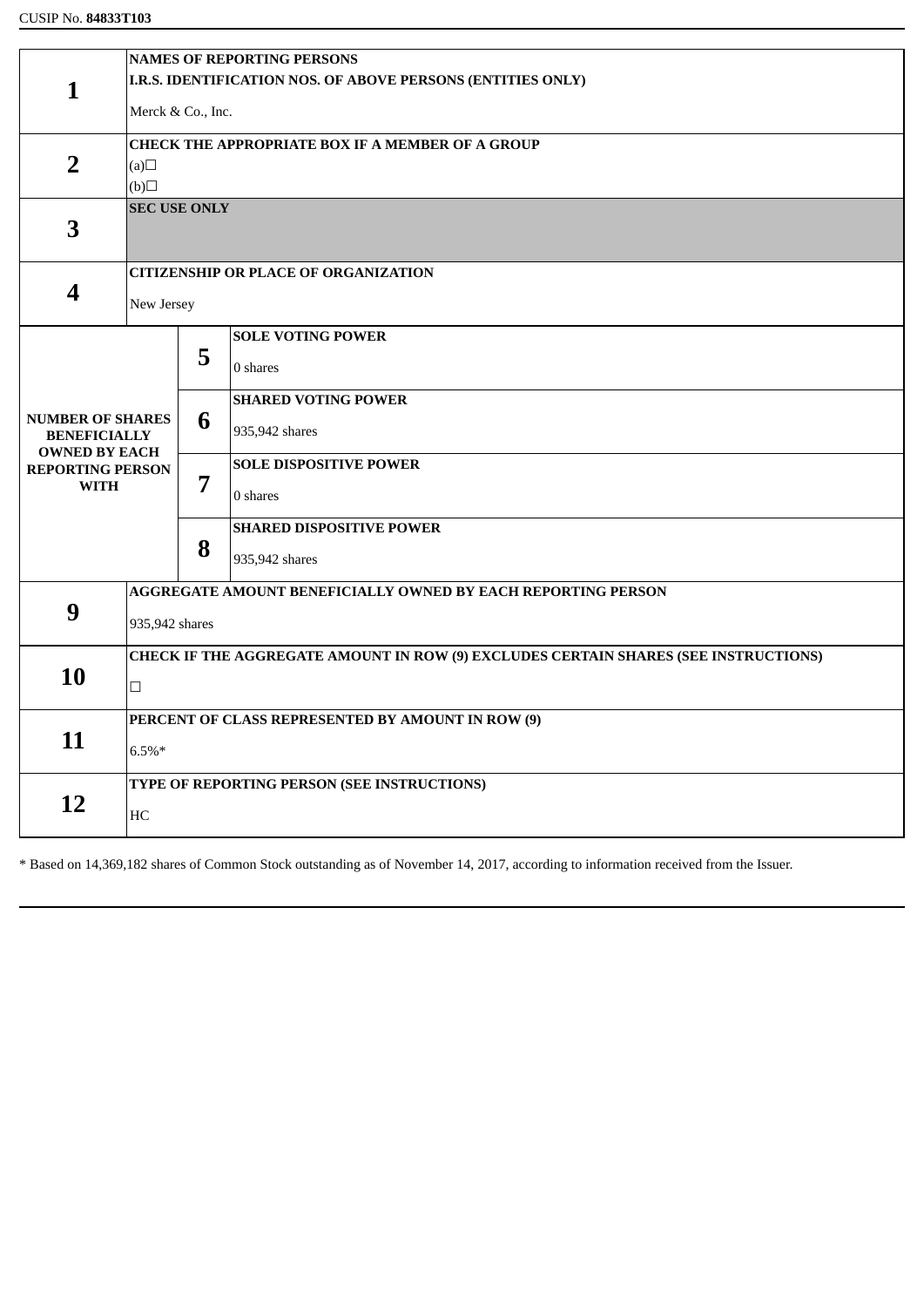CUSIP No. **84833T103**

| | | | |
|---|---|---|---|
| **1** | **NAMES OF REPORTING PERSONS**<br>**I.R.S. IDENTIFICATION NOS. OF ABOVE PERSONS (ENTITIES ONLY)**<br><br>Merck & Co., Inc. | | |
| **2** | **CHECK THE APPROPRIATE BOX IF A MEMBER OF A GROUP**<br>(a)☐<br>(b)☐ | | |
| **3** | **SEC USE ONLY** | | |
| **4** | **CITIZENSHIP OR PLACE OF ORGANIZATION**<br><br>New Jersey | | |
| **NUMBER OF SHARES BENEFICIALLY OWNED BY EACH REPORTING PERSON WITH** | | **5** | **SOLE VOTING POWER**<br><br>0 shares |
| | | **6** | **SHARED VOTING POWER**<br><br>935,942 shares |
| | | **7** | **SOLE DISPOSITIVE POWER**<br><br>0 shares |
| | | **8** | **SHARED DISPOSITIVE POWER**<br><br>935,942 shares |
| **9** | **AGGREGATE AMOUNT BENEFICIALLY OWNED BY EACH REPORTING PERSON**<br><br>935,942 shares | | |
| **10** | **CHECK IF THE AGGREGATE AMOUNT IN ROW (9) EXCLUDES CERTAIN SHARES (SEE INSTRUCTIONS)**<br><br>☐ | | |
| **11** | **PERCENT OF CLASS REPRESENTED BY AMOUNT IN ROW (9)**<br><br>6.5%* | | |
| **12** | **TYPE OF REPORTING PERSON (SEE INSTRUCTIONS)**<br><br>HC | | |

* Based on 14,369,182 shares of Common Stock outstanding as of November 14, 2017, according to information received from the Issuer.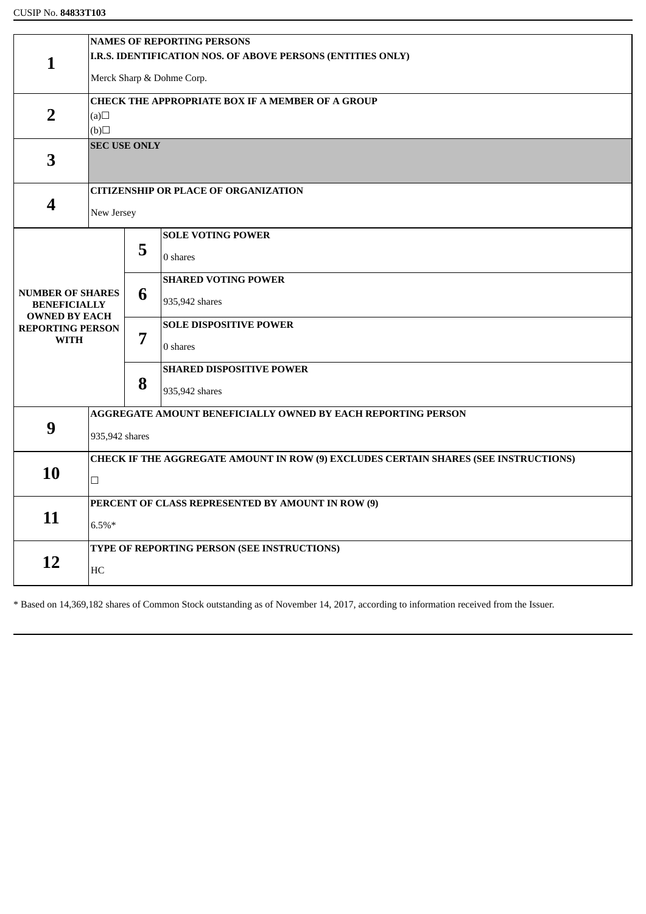CUSIP No. **84833T103**

| | | | |
|---|---|---|---|
| **1** | **NAMES OF REPORTING PERSONS**<br>**I.R.S. IDENTIFICATION NOS. OF ABOVE PERSONS (ENTITIES ONLY)**<br>Merck Sharp & Dohme Corp. | | |
| **2** | **CHECK THE APPROPRIATE BOX IF A MEMBER OF A GROUP**<br>(a)☐<br>(b)☐ | | |
| **3** | **SEC USE ONLY** | | |
| **4** | **CITIZENSHIP OR PLACE OF ORGANIZATION**<br>New Jersey | | |
| **NUMBER OF SHARES BENEFICIALLY OWNED BY EACH REPORTING PERSON WITH** | | **5** | **SOLE VOTING POWER**<br>0 shares |
| | | **6** | **SHARED VOTING POWER**<br>935,942 shares |
| | | **7** | **SOLE DISPOSITIVE POWER**<br>0 shares |
| | | **8** | **SHARED DISPOSITIVE POWER**<br>935,942 shares |
| **9** | **AGGREGATE AMOUNT BENEFICIALLY OWNED BY EACH REPORTING PERSON**<br>935,942 shares | | |
| **10** | **CHECK IF THE AGGREGATE AMOUNT IN ROW (9) EXCLUDES CERTAIN SHARES (SEE INSTRUCTIONS)**<br>☐ | | |
| **11** | **PERCENT OF CLASS REPRESENTED BY AMOUNT IN ROW (9)**<br>6.5%* | | |
| **12** | **TYPE OF REPORTING PERSON (SEE INSTRUCTIONS)**<br>HC | | |

* Based on 14,369,182 shares of Common Stock outstanding as of November 14, 2017, according to information received from the Issuer.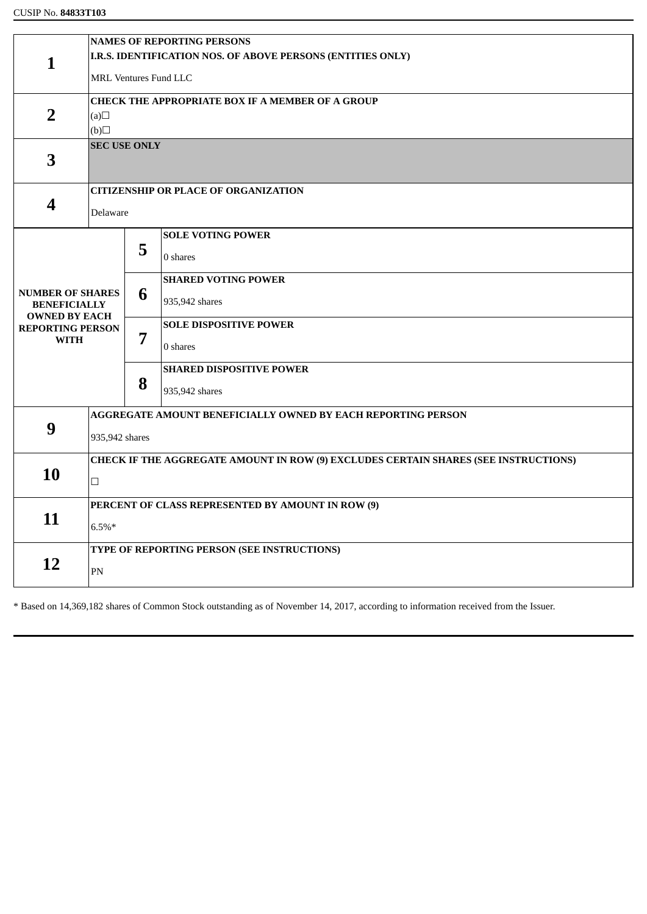CUSIP No. **84833T103**

| | | | |
|---|---|---|---|
| **1** | **NAMES OF REPORTING PERSONS**<br>**I.R.S. IDENTIFICATION NOS. OF ABOVE PERSONS (ENTITIES ONLY)**<br>MRL Ventures Fund LLC | | |
| **2** | **CHECK THE APPROPRIATE BOX IF A MEMBER OF A GROUP**<br>(a)☐<br>(b)☐ | | |
| **3** | **SEC USE ONLY** | | |
| **4** | **CITIZENSHIP OR PLACE OF ORGANIZATION**<br>Delaware | | |
| **NUMBER OF SHARES BENEFICIALLY OWNED BY EACH REPORTING PERSON WITH** | | **5** | **SOLE VOTING POWER**<br>0 shares |
| | | **6** | **SHARED VOTING POWER**<br>935,942 shares |
| | | **7** | **SOLE DISPOSITIVE POWER**<br>0 shares |
| | | **8** | **SHARED DISPOSITIVE POWER**<br>935,942 shares |
| **9** | **AGGREGATE AMOUNT BENEFICIALLY OWNED BY EACH REPORTING PERSON**<br>935,942 shares | | |
| **10** | **CHECK IF THE AGGREGATE AMOUNT IN ROW (9) EXCLUDES CERTAIN SHARES (SEE INSTRUCTIONS)**<br>☐ | | |
| **11** | **PERCENT OF CLASS REPRESENTED BY AMOUNT IN ROW (9)**<br>6.5%* | | |
| **12** | **TYPE OF REPORTING PERSON (SEE INSTRUCTIONS)**<br>PN | | |

* Based on 14,369,182 shares of Common Stock outstanding as of November 14, 2017, according to information received from the Issuer.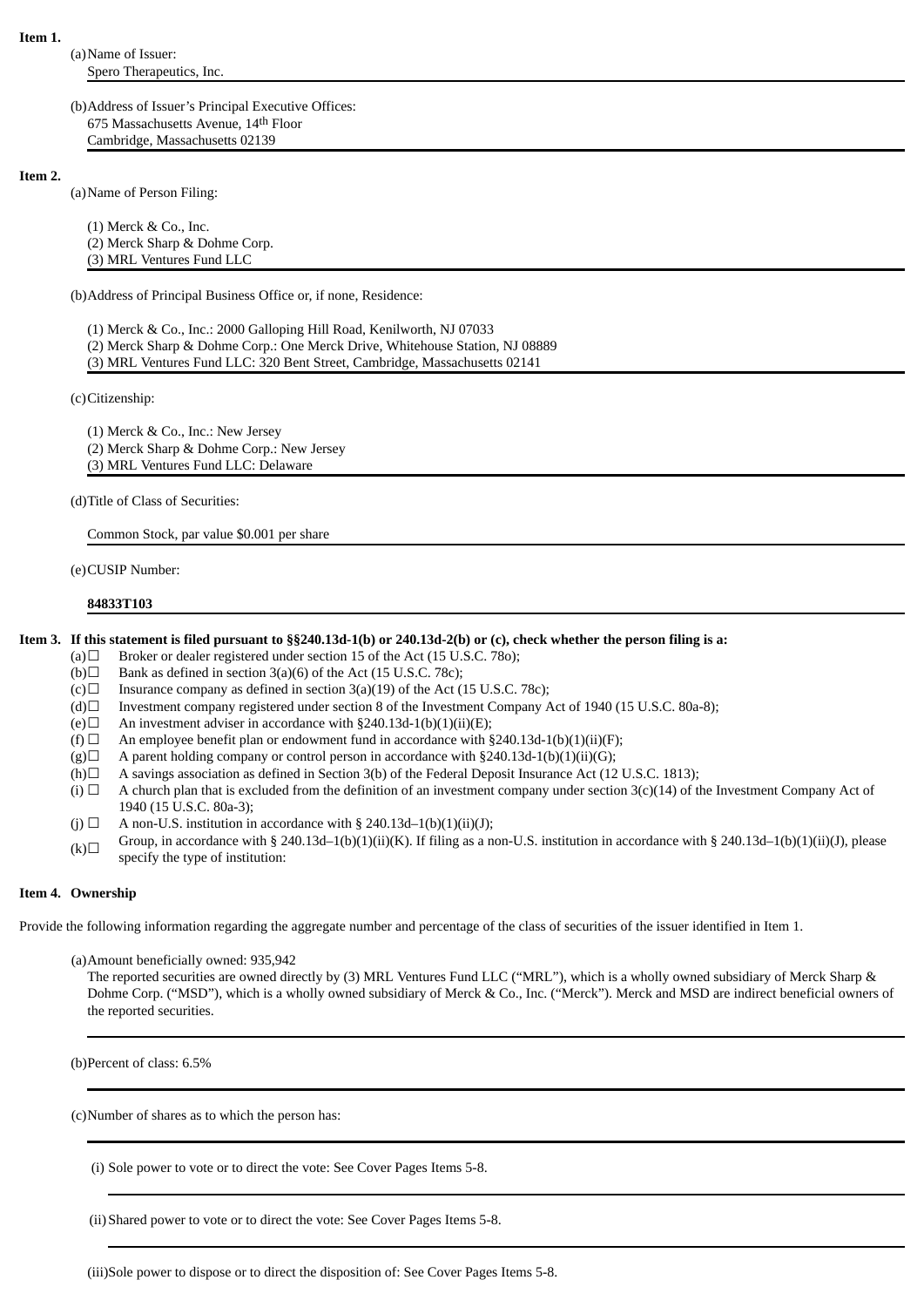**Item 1.**

(a) Name of Issuer:
Spero Therapeutics, Inc.

(b) Address of Issuer's Principal Executive Offices:
675 Massachusetts Avenue, 14th Floor
Cambridge, Massachusetts 02139

**Item 2.**

(a) Name of Person Filing:

(1) Merck & Co., Inc.
(2) Merck Sharp & Dohme Corp.
(3) MRL Ventures Fund LLC

(b) Address of Principal Business Office or, if none, Residence:

(1) Merck & Co., Inc.: 2000 Galloping Hill Road, Kenilworth, NJ 07033
(2) Merck Sharp & Dohme Corp.: One Merck Drive, Whitehouse Station, NJ 08889
(3) MRL Ventures Fund LLC: 320 Bent Street, Cambridge, Massachusetts 02141

(c) Citizenship:

(1) Merck & Co., Inc.: New Jersey
(2) Merck Sharp & Dohme Corp.: New Jersey
(3) MRL Ventures Fund LLC: Delaware

(d) Title of Class of Securities:

Common Stock, par value $0.001 per share

(e) CUSIP Number:

**84833T103**

**Item 3. If this statement is filed pursuant to §§240.13d-1(b) or 240.13d-2(b) or (c), check whether the person filing is a:**

(a) ☐ Broker or dealer registered under section 15 of the Act (15 U.S.C. 78o);
(b) ☐ Bank as defined in section 3(a)(6) of the Act (15 U.S.C. 78c);
(c) ☐ Insurance company as defined in section 3(a)(19) of the Act (15 U.S.C. 78c);
(d) ☐ Investment company registered under section 8 of the Investment Company Act of 1940 (15 U.S.C. 80a-8);
(e) ☐ An investment adviser in accordance with §240.13d-1(b)(1)(ii)(E);
(f) ☐ An employee benefit plan or endowment fund in accordance with §240.13d-1(b)(1)(ii)(F);
(g) ☐ A parent holding company or control person in accordance with §240.13d-1(b)(1)(ii)(G);
(h) ☐ A savings association as defined in Section 3(b) of the Federal Deposit Insurance Act (12 U.S.C. 1813);
(i) ☐ A church plan that is excluded from the definition of an investment company under section 3(c)(14) of the Investment Company Act of 1940 (15 U.S.C. 80a-3);
(j) ☐ A non-U.S. institution in accordance with § 240.13d–1(b)(1)(ii)(J);
(k) ☐ Group, in accordance with § 240.13d–1(b)(1)(ii)(K). If filing as a non-U.S. institution in accordance with § 240.13d–1(b)(1)(ii)(J), please specify the type of institution:

**Item 4. Ownership**

Provide the following information regarding the aggregate number and percentage of the class of securities of the issuer identified in Item 1.

(a) Amount beneficially owned: 935,942
The reported securities are owned directly by (3) MRL Ventures Fund LLC ("MRL"), which is a wholly owned subsidiary of Merck Sharp & Dohme Corp. ("MSD"), which is a wholly owned subsidiary of Merck & Co., Inc. ("Merck"). Merck and MSD are indirect beneficial owners of the reported securities.

(b) Percent of class: 6.5%

(c) Number of shares as to which the person has:

(i) Sole power to vote or to direct the vote: See Cover Pages Items 5-8.

(ii) Shared power to vote or to direct the vote: See Cover Pages Items 5-8.

(iii) Sole power to dispose or to direct the disposition of: See Cover Pages Items 5-8.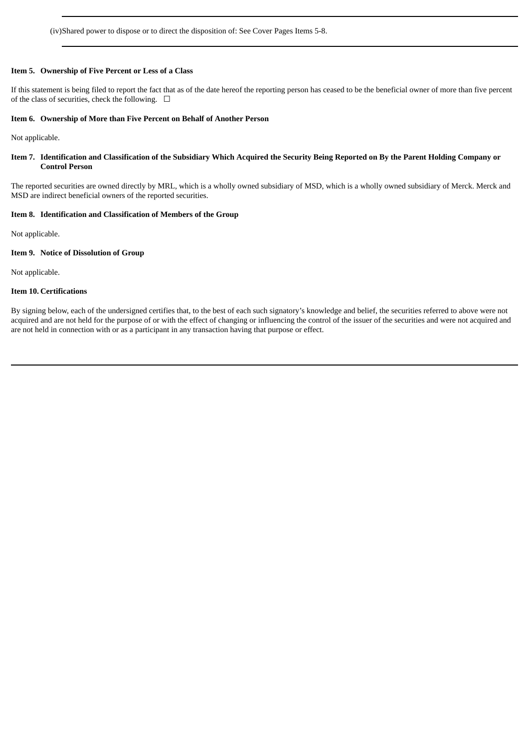(iv)Shared power to dispose or to direct the disposition of: See Cover Pages Items 5-8.

**Item 5. Ownership of Five Percent or Less of a Class**

If this statement is being filed to report the fact that as of the date hereof the reporting person has ceased to be the beneficial owner of more than five percent of the class of securities, check the following. ☐

**Item 6. Ownership of More than Five Percent on Behalf of Another Person**

Not applicable.

**Item 7. Identification and Classification of the Subsidiary Which Acquired the Security Being Reported on By the Parent Holding Company or Control Person**

The reported securities are owned directly by MRL, which is a wholly owned subsidiary of MSD, which is a wholly owned subsidiary of Merck. Merck and MSD are indirect beneficial owners of the reported securities.

**Item 8. Identification and Classification of Members of the Group**

Not applicable.

**Item 9. Notice of Dissolution of Group**

Not applicable.

**Item 10. Certifications**

By signing below, each of the undersigned certifies that, to the best of each such signatory's knowledge and belief, the securities referred to above were not acquired and are not held for the purpose of or with the effect of changing or influencing the control of the issuer of the securities and were not acquired and are not held in connection with or as a participant in any transaction having that purpose or effect.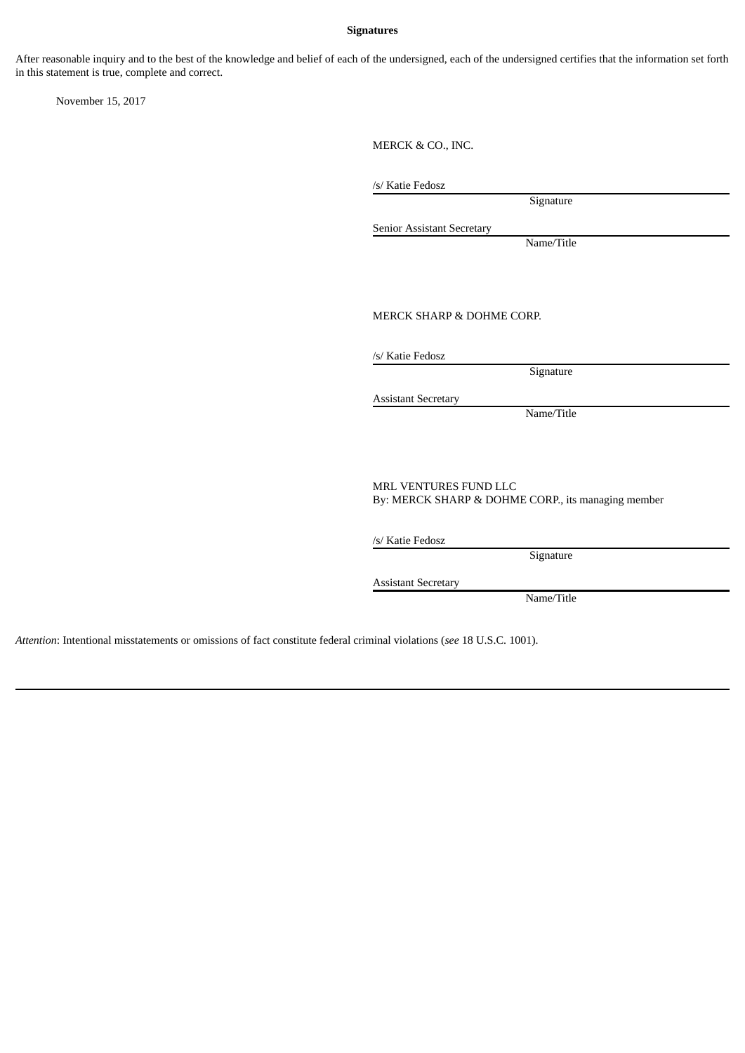**Signatures**

After reasonable inquiry and to the best of the knowledge and belief of each of the undersigned, each of the undersigned certifies that the information set forth in this statement is true, complete and correct.

November 15, 2017

MERCK & CO., INC.

/s/ Katie Fedosz
Signature

Senior Assistant Secretary
Name/Title

MERCK SHARP & DOHME CORP.

/s/ Katie Fedosz
Signature

Assistant Secretary
Name/Title

MRL VENTURES FUND LLC
By: MERCK SHARP & DOHME CORP., its managing member

/s/ Katie Fedosz
Signature

Assistant Secretary
Name/Title

*Attention*: Intentional misstatements or omissions of fact constitute federal criminal violations (*see* 18 U.S.C. 1001).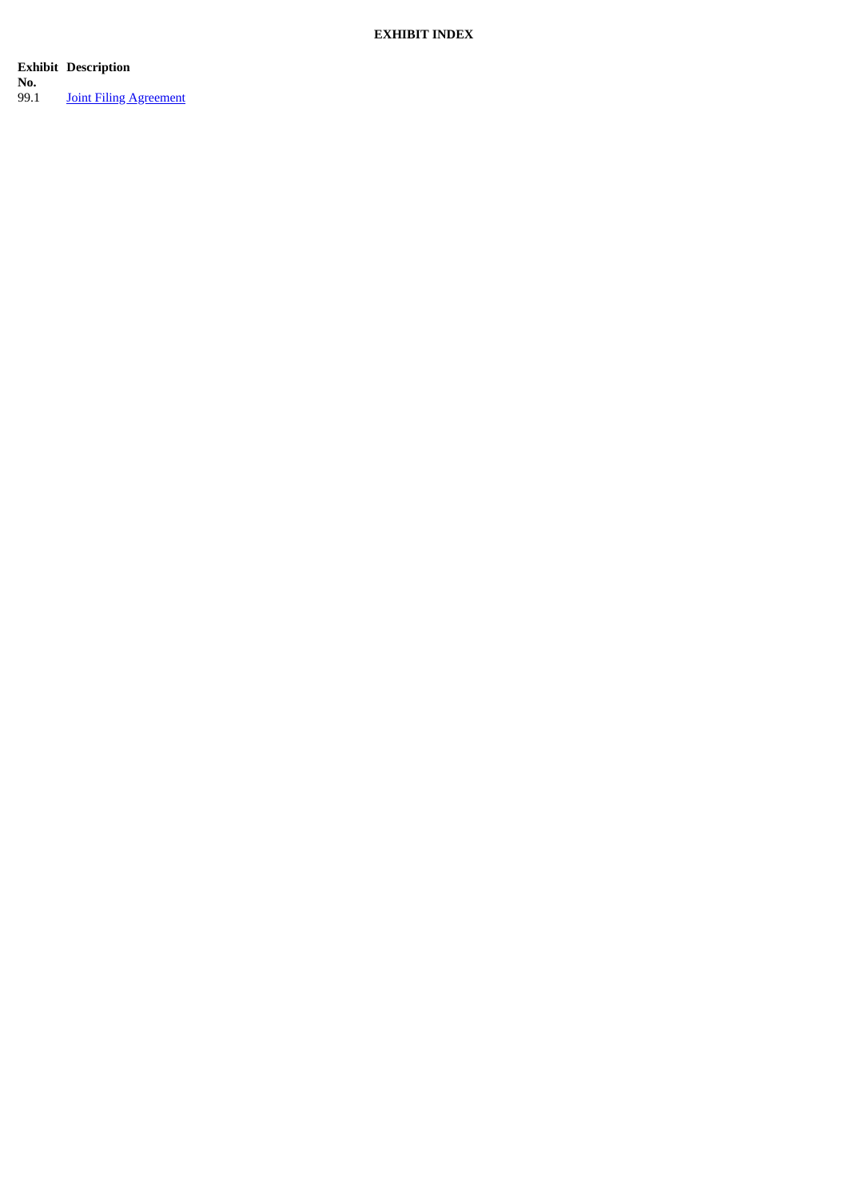**EXHIBIT INDEX**

| Exhibit No. | Description |
| --- | --- |
| 99.1 | Joint Filing Agreement |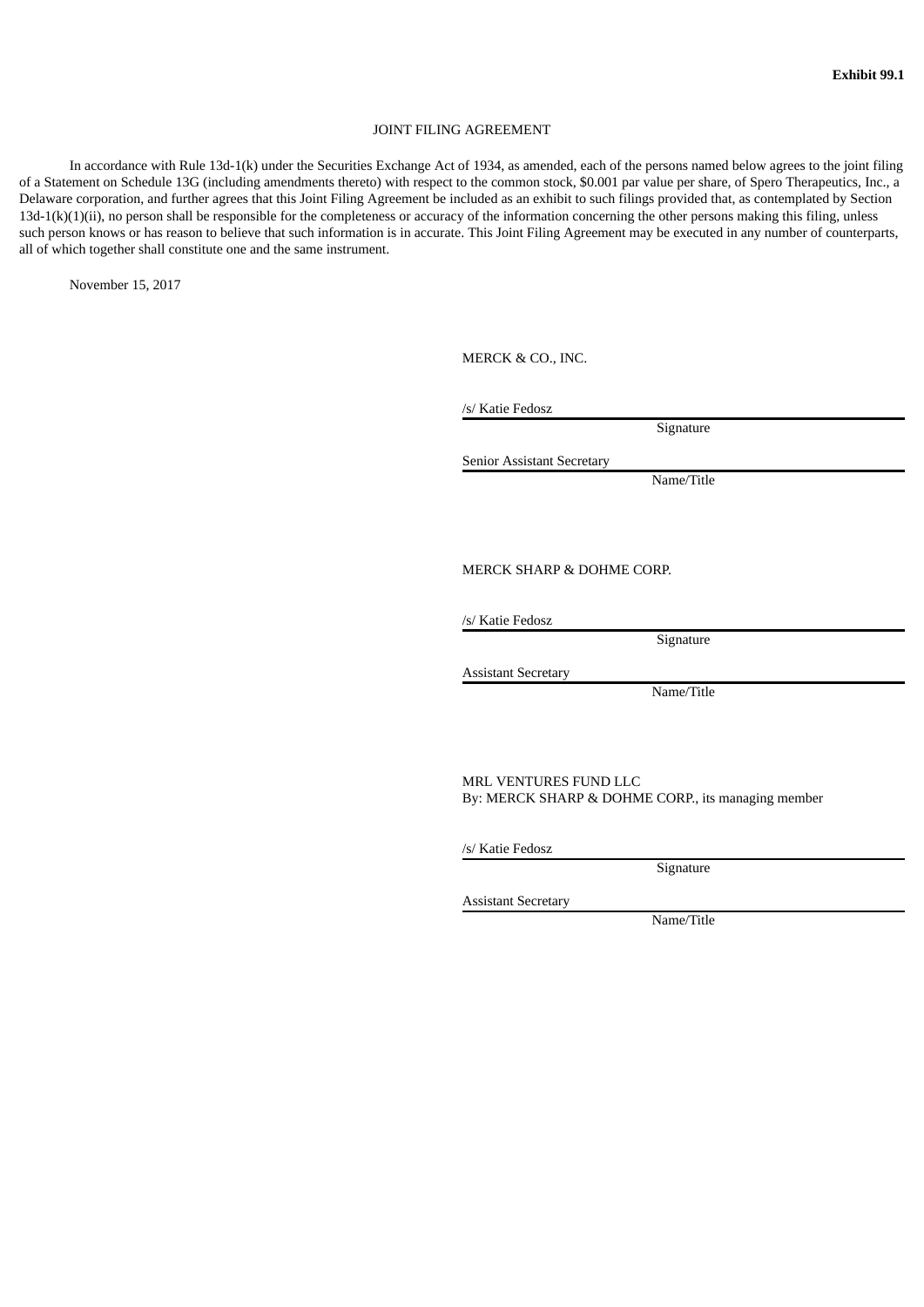**Exhibit 99.1**

JOINT FILING AGREEMENT

In accordance with Rule 13d-1(k) under the Securities Exchange Act of 1934, as amended, each of the persons named below agrees to the joint filing of a Statement on Schedule 13G (including amendments thereto) with respect to the common stock, $0.001 par value per share, of Spero Therapeutics, Inc., a Delaware corporation, and further agrees that this Joint Filing Agreement be included as an exhibit to such filings provided that, as contemplated by Section 13d-1(k)(1)(ii), no person shall be responsible for the completeness or accuracy of the information concerning the other persons making this filing, unless such person knows or has reason to believe that such information is in accurate. This Joint Filing Agreement may be executed in any number of counterparts, all of which together shall constitute one and the same instrument.

November 15, 2017

MERCK & CO., INC.

/s/ Katie Fedosz
Signature

Senior Assistant Secretary
Name/Title

MERCK SHARP & DOHME CORP.

/s/ Katie Fedosz
Signature

Assistant Secretary
Name/Title

MRL VENTURES FUND LLC
By: MERCK SHARP & DOHME CORP., its managing member

/s/ Katie Fedosz
Signature

Assistant Secretary
Name/Title